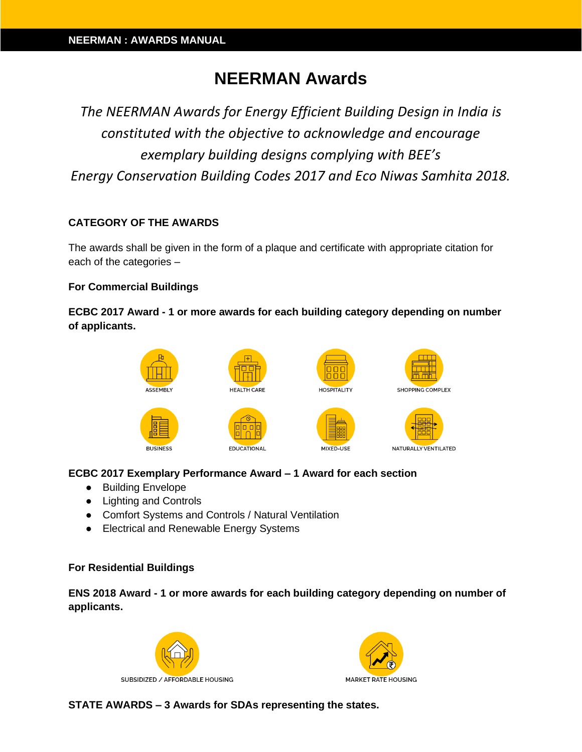# NEERMAN Awards

*The NEERMAN Awards for Energy Efficient Building Design in India is constituted with the objective to acknowledge and encourage exemplary building designs complying with BEE's Energy Conservation Building Codes 2017 and Eco Niwas Samhita 2018.*

## CATEGORY OF THE AWARDS

The awards shall be given in the form of a plaque and certificate with appropriate citation for each of the categories –

### For Commercial Buildings

**ECBC 2017 Award - 1 or more awards for each building category depending on number of applicants.**

ASSEMBLY | HEALTH CARE | HOSPITALITY | SHOPPING COMPLEX

BUSINESS | EDUCATIONAL | MIXED-USE | NATURALLY VENTILATED

**ECBC 2017 Exemplary Performance Award – 1 Award for each section**

- Building Envelope
- Lighting and Controls
- Comfort Systems and Controls / Natural Ventilation
- Electrical and Renewable Energy Systems

### For Residential Buildings

**ENS 2018 Award - 1 or more awards for each building category depending on number of applicants.**

SUBSIDIZED / AFFORDABLE HOUSING | MARKET RATE HOUSING

**STATE AWARDS – 3 Awards for SDAs representing the states.**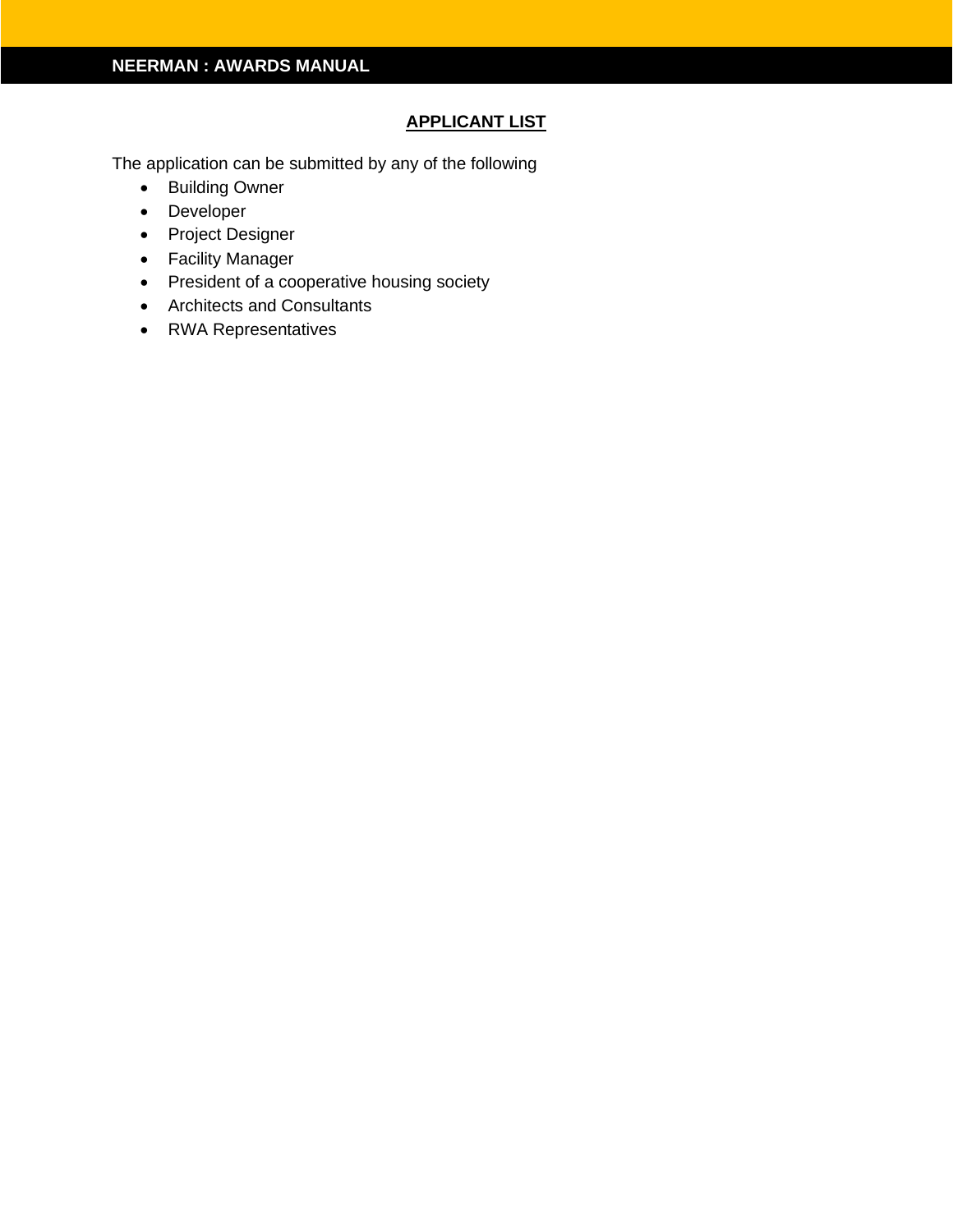## APPLICANT LIST

The application can be submitted by any of the following

- Building Owner
- Developer
- Project Designer
- Facility Manager
- President of a cooperative housing society
- Architects and Consultants
- RWA Representatives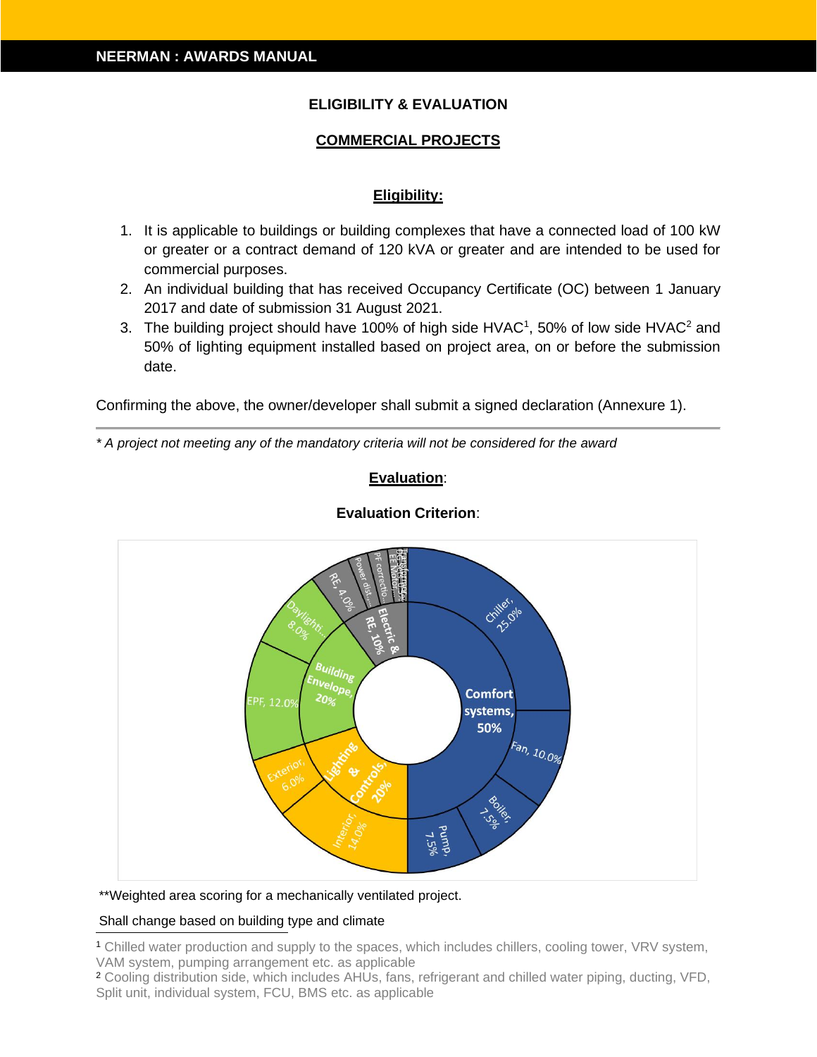## ELIGIBILITY & EVALUATION

### COMMERCIAL PROJECTS

#### Eligibility:

1. It is applicable to buildings or building complexes that have a connected load of 100 kW or greater or a contract demand of 120 kVA or greater and are intended to be used for commercial purposes.
2. An individual building that has received Occupancy Certificate (OC) between 1 January 2017 and date of submission 31 August 2021.
3. The building project should have 100% of high side HVAC[1], 50% of low side HVAC[2] and 50% of lighting equipment installed based on project area, on or before the submission date.

Confirming the above, the owner/developer shall submit a signed declaration (Annexure 1).

---

*\* A project not meeting any of the mandatory criteria will not be considered for the award*

#### Evaluation:

**Evaluation Criterion**:

Comfort systems, 50%: Chiller, 25.0%; Fan, 10.0%; Boiler, 7.5%; Pump, 7.5%

Lighting & Controls, 20%: Interior, 14.0%; Exterior, 6.0%

Building Envelope, 20%: EPF, 12.0%; Daylighti..., 8.0%

Electric & RE, 10%: RE, 4.0%; Power dist...; PF correctio...; EE Motor...; DG sets...; Transformer...

**Weighted area scoring for a mechanically ventilated project.

Shall change based on building type and climate

[1] Chilled water production and supply to the spaces, which includes chillers, cooling tower, VRV system, VAM system, pumping arrangement etc. as applicable

[2] Cooling distribution side, which includes AHUs, fans, refrigerant and chilled water piping, ducting, VFD, Split unit, individual system, FCU, BMS etc. as applicable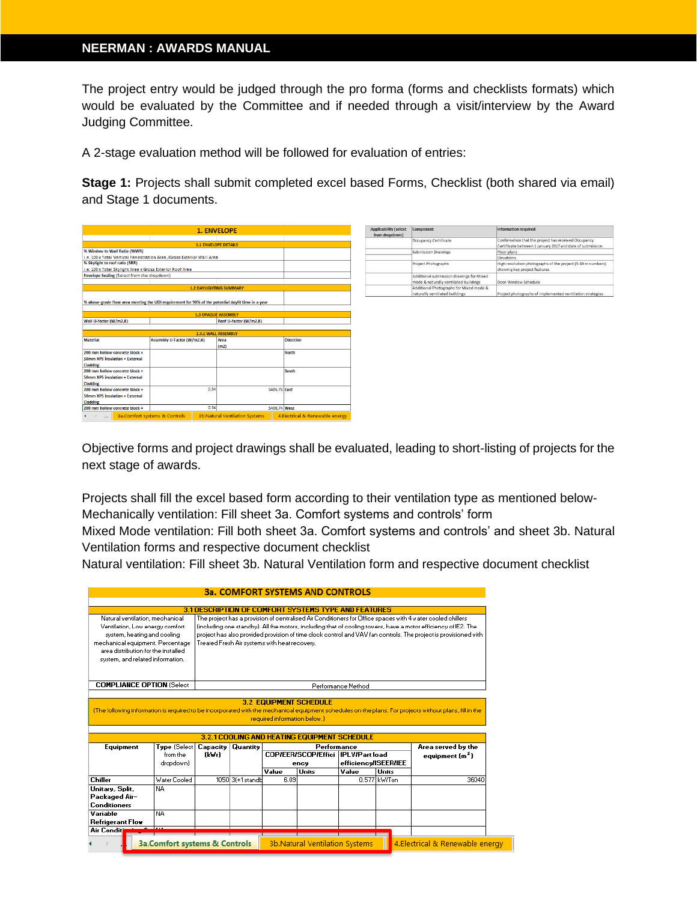The project entry would be judged through the pro forma (forms and checklists formats) which would be evaluated by the Committee and if needed through a visit/interview by the Award Judging Committee.

A 2-stage evaluation method will be followed for evaluation of entries:

**Stage 1:** Projects shall submit completed excel based Forms, Checklist (both shared via email) and Stage 1 documents.

| 1. ENVELOPE | | | |
|---|---|---|---|
| 1.1 ENVELOPE DETAILS | | | |
| % Window to Wall Ratio (WWR) i.e. 100 x Total Vertical Fenestration Area /Gross Exterior Wall Area | | | |
| % Skylight to roof ratio (SRR) i.e. 100 x Total Skylight Area x Gross Exterior Roof Area | | | |
| Envelope Sealing (Select from the dropdown) | | | |
| 1.2 DAYLIGHTING SUMMARY | | | |
| % above-grade floor area meeting the UDI requirement for 90% of the potential daylit time in a year | | | |
| 1.3 OPAQUE ASSEMBLY | | | |
| Wall U-factor (W/m2.K) | | Roof U-factor (W/m2.K) | |
| 1.3.1 WALL ASSEMBLY | | | |
| Material | Assembly U Factor (W/m2.K) | Area (m2) | Direction |
| 200 mm hollow concrete block + 50mm XPS insulation + External Cladding | | | North |
| 200 mm hollow concrete block + 50mm XPS insulation + External Cladding | | | South |
| 200 mm hollow concrete block + 50mm XPS insulation + External Cladding | 0.34 | 5405.75 | East |
| 200 mm hollow concrete block + | 0.34 | 5406.74 | West |

| Applicability (select from dropdown) | Component | Information required |
|---|---|---|
| | Occupancy Certificate | Confirmation that the project has received Occupancy Certificate between 1 January 2017 and date of submission |
| | Submission Drawings | Floor plans |
| | | Elevations |
| | Project Photographs | High resolution photographs of the project (5-10 in numbers) showing key project features |
| | Additional submission drawings for Mixed mode & naturally ventilated buildings | Door-Window Schedule |
| | Additional Photographs for Mixed mode & naturally ventilated buildings | Project photographs of implemented ventilation strategies |

Objective forms and project drawings shall be evaluated, leading to short-listing of projects for the next stage of awards.

Projects shall fill the excel based form according to their ventilation type as mentioned below-
Mechanically ventilation: Fill sheet 3a. Comfort systems and controls' form
Mixed Mode ventilation: Fill both sheet 3a. Comfort systems and controls' and sheet 3b. Natural Ventilation forms and respective document checklist
Natural ventilation: Fill sheet 3b. Natural Ventilation form and respective document checklist

| 3a. COMFORT SYSTEMS AND CONTROLS | | | | | | | | |
|---|---|---|---|---|---|---|---|---|
| 3.1 DESCRIPTION OF COMFORT SYSTEMS TYPE AND FEATURES | | | | | | | | |
| Natural ventilation, mechanical Ventilation, Low energy comfort system, heating and cooling mechanical equipment. Percentage area distribution for the installed system, and related information. | The project has a provision of centralised Air Conditioners for Office spaces with 4 water cooled chillers (including one standby). All the motors, including that of cooling towers, have a motor efficiency of IE2. The project has also provided provision of time clock control and VAV fan controls. The project is provisioned with Treated Fresh Air systems with heat recovery. | | | | | | | |
| COMPLIANCE OPTION (Select | Performance Method | | | | | | | |
| 3.2 EQUIPMENT SCHEDULE (The following information is required to be incorporated with the mechanical equipment schedules on the plans. For projects without plans, fill in the required information below.) | | | | | | | | |
| 3.2.1 COOLING AND HEATING EQUIPMENT SCHEDULE | | | | | | | | |
| Equipment | Type (Select from the dropdown) | Capacity (kWr) | Quantity | Performance | | | | Area served by the equipment (m²) |
| | | | | COP/EER/SCOP/Efficiency | | IPLV/Part load efficiency/ISEER/IEE | | |
| | | | | Value | Units | Value | Units | |
| Chiller | Water Cooled | 1050 | 3(+1 standb | 6.09 | | 0.577 | kW/Ton | 36040 |
| Unitary, Split, Packaged Air-Conditioners | NA | | | | | | | |
| Variable Refrigerant Flow | NA | | | | | | | |
| Air Conditi... | NA | | | | | | | |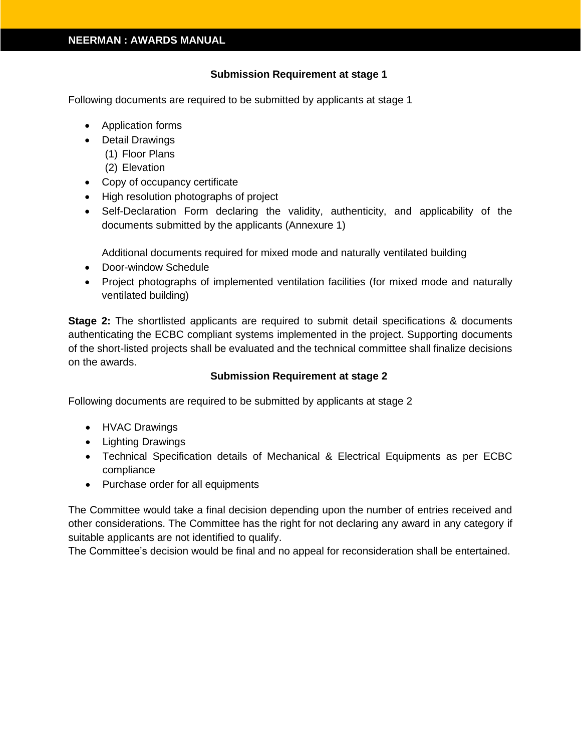**Submission Requirement at stage 1**

Following documents are required to be submitted by applicants at stage 1

- Application forms
- Detail Drawings
  (1) Floor Plans
  (2) Elevation
- Copy of occupancy certificate
- High resolution photographs of project
- Self-Declaration Form declaring the validity, authenticity, and applicability of the documents submitted by the applicants (Annexure 1)

  Additional documents required for mixed mode and naturally ventilated building
- Door-window Schedule
- Project photographs of implemented ventilation facilities (for mixed mode and naturally ventilated building)

**Stage 2:** The shortlisted applicants are required to submit detail specifications & documents authenticating the ECBC compliant systems implemented in the project. Supporting documents of the short-listed projects shall be evaluated and the technical committee shall finalize decisions on the awards.

**Submission Requirement at stage 2**

Following documents are required to be submitted by applicants at stage 2

- HVAC Drawings
- Lighting Drawings
- Technical Specification details of Mechanical & Electrical Equipments as per ECBC compliance
- Purchase order for all equipments

The Committee would take a final decision depending upon the number of entries received and other considerations. The Committee has the right for not declaring any award in any category if suitable applicants are not identified to qualify.

The Committee's decision would be final and no appeal for reconsideration shall be entertained.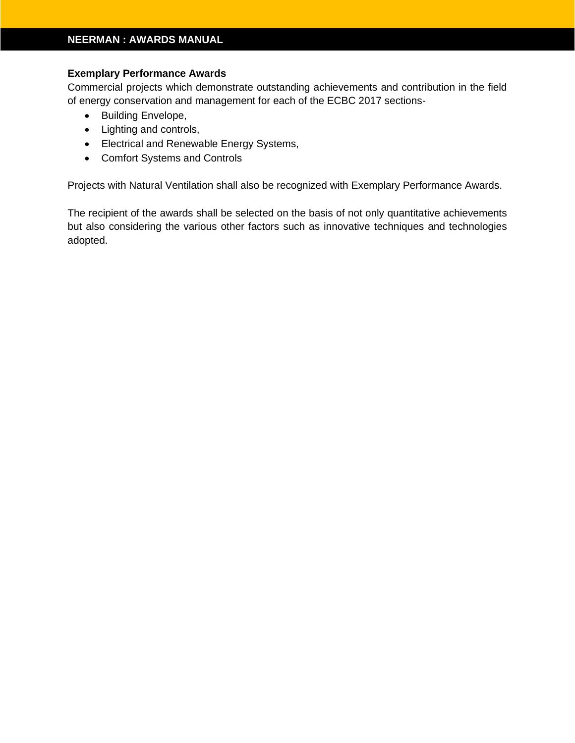**Exemplary Performance Awards**

Commercial projects which demonstrate outstanding achievements and contribution in the field of energy conservation and management for each of the ECBC 2017 sections-

- Building Envelope,
- Lighting and controls,
- Electrical and Renewable Energy Systems,
- Comfort Systems and Controls

Projects with Natural Ventilation shall also be recognized with Exemplary Performance Awards.

The recipient of the awards shall be selected on the basis of not only quantitative achievements but also considering the various other factors such as innovative techniques and technologies adopted.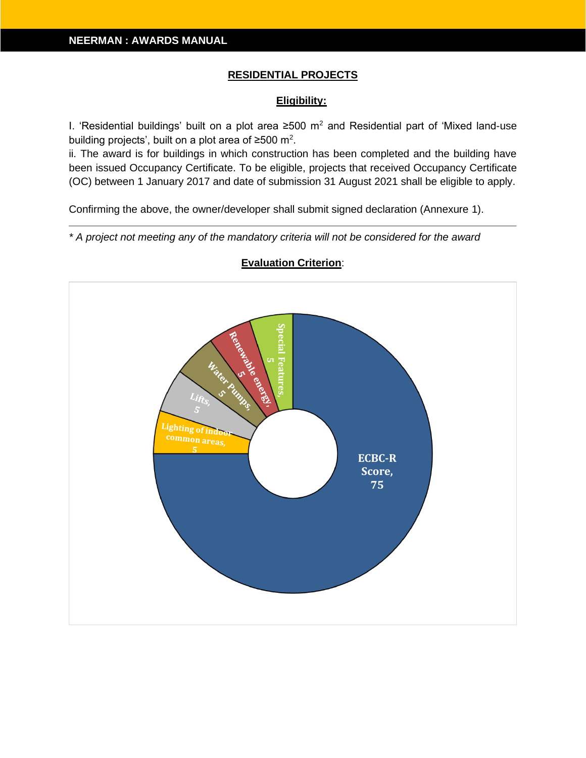## RESIDENTIAL PROJECTS

### Eligibility:

I. 'Residential buildings' built on a plot area ≥500 $m^2$ and Residential part of 'Mixed land-use building projects', built on a plot area of ≥500 $m^2$.
ii. The award is for buildings in which construction has been completed and the building have been issued Occupancy Certificate. To be eligible, projects that received Occupancy Certificate (OC) between 1 January 2017 and date of submission 31 August 2021 shall be eligible to apply.

Confirming the above, the owner/developer shall submit signed declaration (Annexure 1).

---

*\* A project not meeting any of the mandatory criteria will not be considered for the award*

### Evaluation Criterion:

ECBC-R Score, 75
Lighting of indoor common areas, 5
Lifts, 5
Water Pumps, 5
Renewable energy, 5
Special Features, 5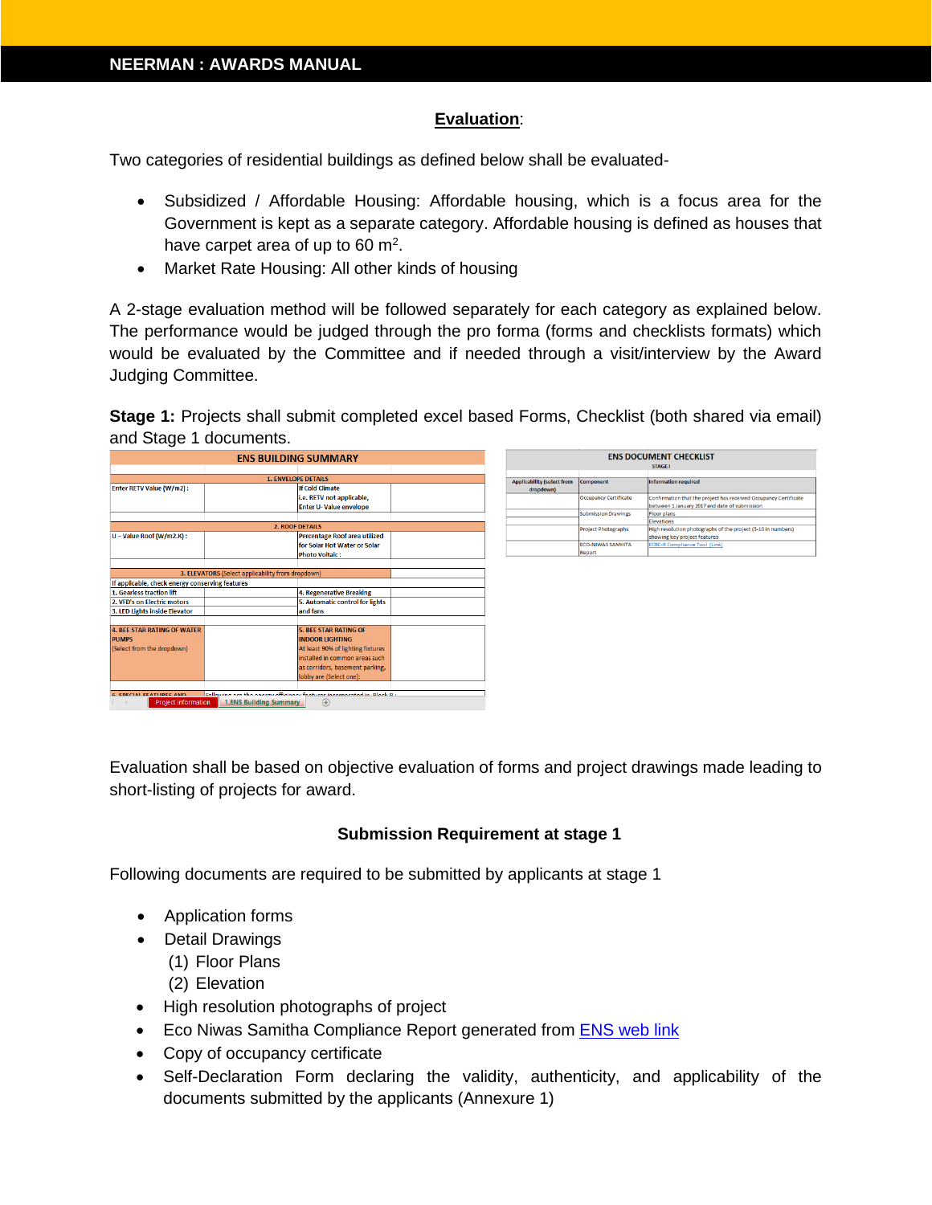## Evaluation:

Two categories of residential buildings as defined below shall be evaluated-

- Subsidized / Affordable Housing: Affordable housing, which is a focus area for the Government is kept as a separate category. Affordable housing is defined as houses that have carpet area of up to 60 $m^2$.
- Market Rate Housing: All other kinds of housing

A 2-stage evaluation method will be followed separately for each category as explained below. The performance would be judged through the pro forma (forms and checklists formats) which would be evaluated by the Committee and if needed through a visit/interview by the Award Judging Committee.

**Stage 1:** Projects shall submit completed excel based Forms, Checklist (both shared via email) and Stage 1 documents.

| ENS BUILDING SUMMARY | | | |
|---|---|---|---|
| 1. ENVELOPE DETAILS | | | |
| Enter RETV Value (W/m2) : | | If Cold Climate i.e. RETV not applicable, Enter U- Value envelope | |
| 2. ROOF DETAILS | | | |
| U – Value Roof (W/m2.K) : | | Percentage Roof area utilized for Solar Hot Water or Solar Photo Voltaic : | |
| 3. ELEVATORS (Select applicability from dropdown) | | | |
| If applicable, check energy conserving features | | | |
| 1. Gearless traction lift | | 4. Regenerative Breaking | |
| 2. VFD's on Electric motors | | 5. Automatic control for lights and fans | |
| 3. LED Lights inside Elevator | | | |
| 4. BEE STAR RATING OF WATER PUMPS (Select from the dropdown) | | 5. BEE STAR RATING OF INDOOR LIGHTING At least 90% of lighting fixtures installed in common areas such as corridors, basement parking, lobby are (Select one): | |
| 5. SPECIAL FEATURES AND | Following are the energy efficiency features incorporated in Block B : | | |

| ENS DOCUMENT CHECKLIST STAGE I | | |
|---|---|---|
| Applicability (select from dropdown) | Component | Information required |
| | Occupancy Certificate | Confirmation that the project has received Occupancy Certificate between 1 January 2017 and date of submission |
| | Submission Drawings | Floor plans |
| | | Elevations |
| | Project Photographs | High resolution photographs of the project (5-10 in numbers) showing key project features |
| | ECO-NIWAS SAMHITA Report | ECBC-R Compliance Tool (Link) |

Evaluation shall be based on objective evaluation of forms and project drawings made leading to short-listing of projects for award.

### Submission Requirement at stage 1

Following documents are required to be submitted by applicants at stage 1

- Application forms
- Detail Drawings
  (1) Floor Plans
  (2) Elevation
- High resolution photographs of project
- Eco Niwas Samitha Compliance Report generated from [ENS web link]
- Copy of occupancy certificate
- Self-Declaration Form declaring the validity, authenticity, and applicability of the documents submitted by the applicants (Annexure 1)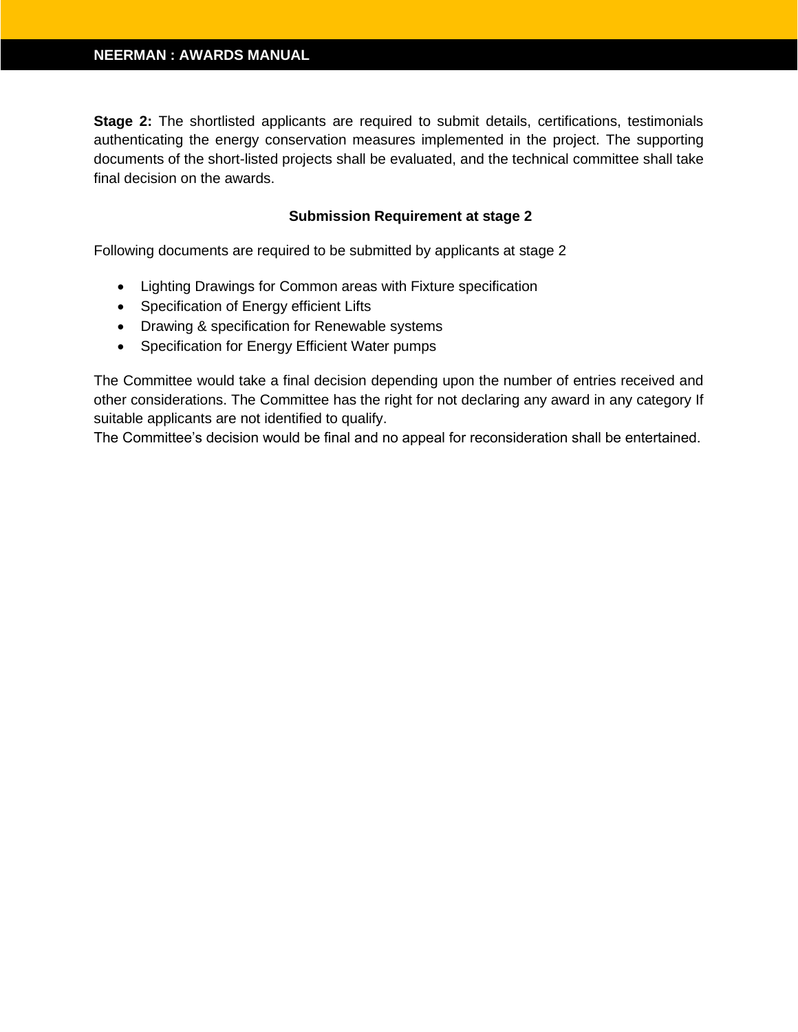**Stage 2:** The shortlisted applicants are required to submit details, certifications, testimonials authenticating the energy conservation measures implemented in the project. The supporting documents of the short-listed projects shall be evaluated, and the technical committee shall take final decision on the awards.

**Submission Requirement at stage 2**

Following documents are required to be submitted by applicants at stage 2

- Lighting Drawings for Common areas with Fixture specification
- Specification of Energy efficient Lifts
- Drawing & specification for Renewable systems
- Specification for Energy Efficient Water pumps

The Committee would take a final decision depending upon the number of entries received and other considerations. The Committee has the right for not declaring any award in any category If suitable applicants are not identified to qualify.
The Committee's decision would be final and no appeal for reconsideration shall be entertained.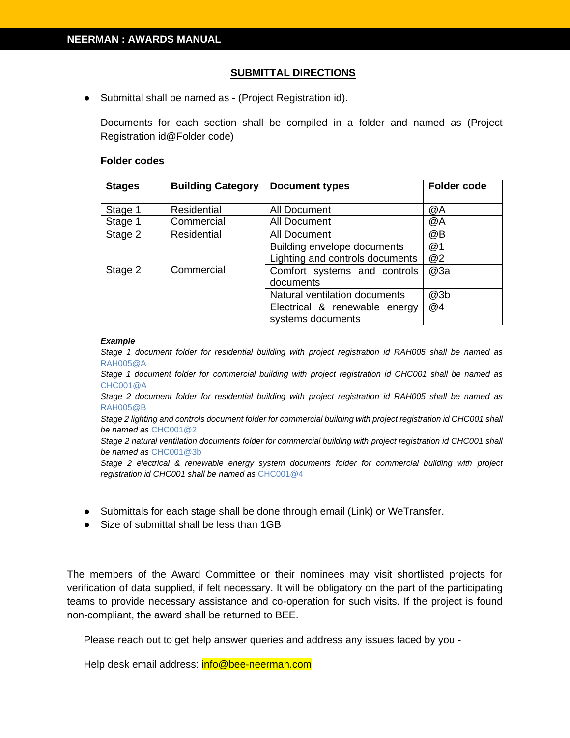## SUBMITTAL DIRECTIONS

- Submittal shall be named as - (Project Registration id).

  Documents for each section shall be compiled in a folder and named as (Project Registration id@Folder code)

  **Folder codes**

| Stages | Building Category | Document types | Folder code |
|---|---|---|---|
| Stage 1 | Residential | All Document | @A |
| Stage 1 | Commercial | All Document | @A |
| Stage 2 | Residential | All Document | @B |
| Stage 2 | Commercial | Building envelope documents | @1 |
| | | Lighting and controls documents | @2 |
| | | Comfort systems and controls documents | @3a |
| | | Natural ventilation documents | @3b |
| | | Electrical & renewable energy systems documents | @4 |

  ***Example***

  *Stage 1 document folder for residential building with project registration id RAH005 shall be named as* RAH005@A
  *Stage 1 document folder for commercial building with project registration id CHC001 shall be named as* CHC001@A
  *Stage 2 document folder for residential building with project registration id RAH005 shall be named as* RAH005@B
  *Stage 2 lighting and controls document folder for commercial building with project registration id CHC001 shall be named as* CHC001@2
  *Stage 2 natural ventilation documents folder for commercial building with project registration id CHC001 shall be named as* CHC001@3b
  *Stage 2 electrical & renewable energy system documents folder for commercial building with project registration id CHC001 shall be named as* CHC001@4

- Submittals for each stage shall be done through email (Link) or WeTransfer.
- Size of submittal shall be less than 1GB

The members of the Award Committee or their nominees may visit shortlisted projects for verification of data supplied, if felt necessary. It will be obligatory on the part of the participating teams to provide necessary assistance and co-operation for such visits. If the project is found non-compliant, the award shall be returned to BEE.

Please reach out to get help answer queries and address any issues faced by you -

Help desk email address: info@bee-neerman.com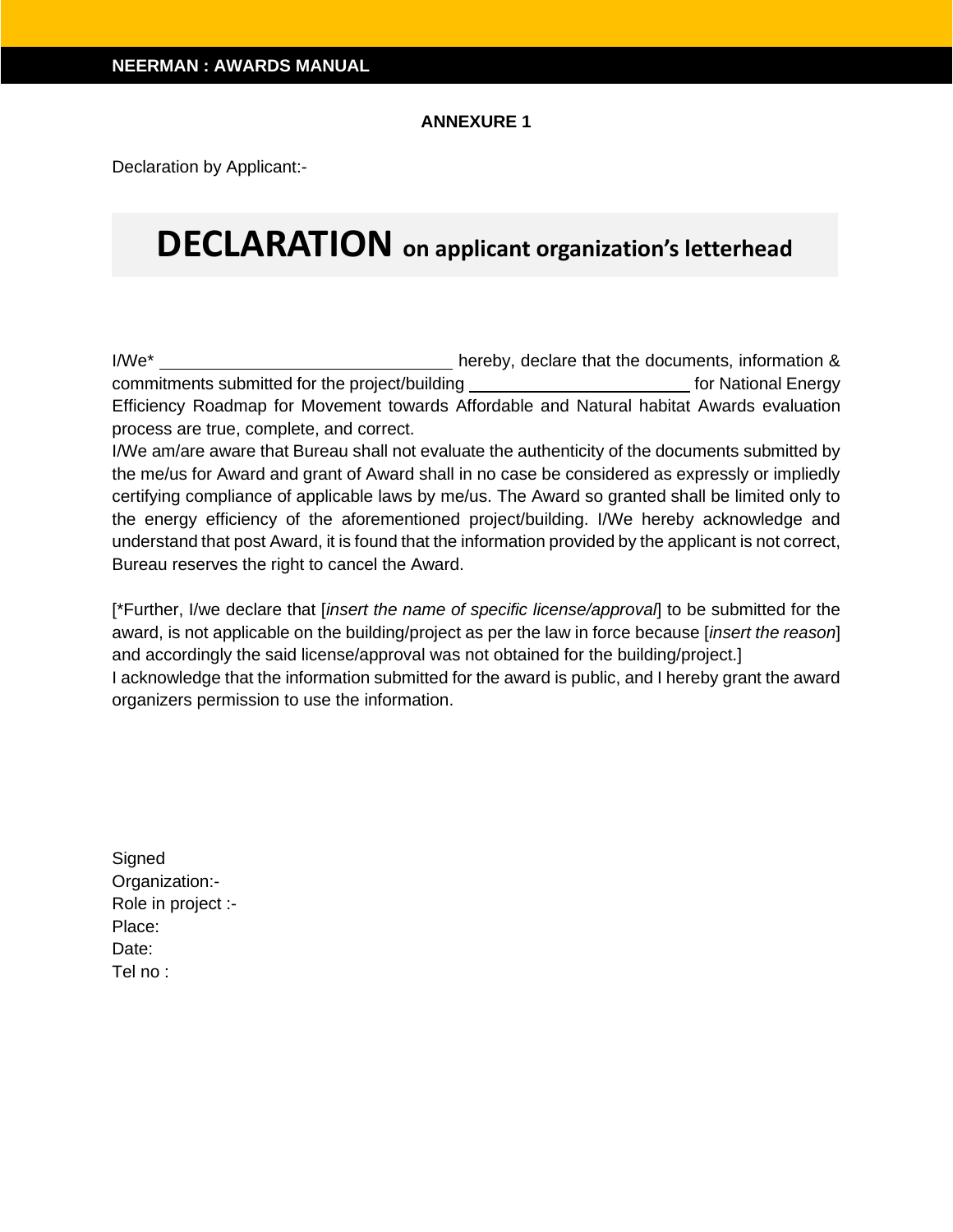**ANNEXURE 1**

Declaration by Applicant:-

# DECLARATION on applicant organization's letterhead

I/We* ______________________________ hereby, declare that the documents, information & commitments submitted for the project/building ______________________ for National Energy Efficiency Roadmap for Movement towards Affordable and Natural habitat Awards evaluation process are true, complete, and correct.

I/We am/are aware that Bureau shall not evaluate the authenticity of the documents submitted by the me/us for Award and grant of Award shall in no case be considered as expressly or impliedly certifying compliance of applicable laws by me/us. The Award so granted shall be limited only to the energy efficiency of the aforementioned project/building. I/We hereby acknowledge and understand that post Award, it is found that the information provided by the applicant is not correct, Bureau reserves the right to cancel the Award.

[*Further, I/we declare that [*insert the name of specific license/approval*] to be submitted for the award, is not applicable on the building/project as per the law in force because [*insert the reason*] and accordingly the said license/approval was not obtained for the building/project.]

I acknowledge that the information submitted for the award is public, and I hereby grant the award organizers permission to use the information.

Signed

Organization:-

Role in project :-

Place:

Date:

Tel no :